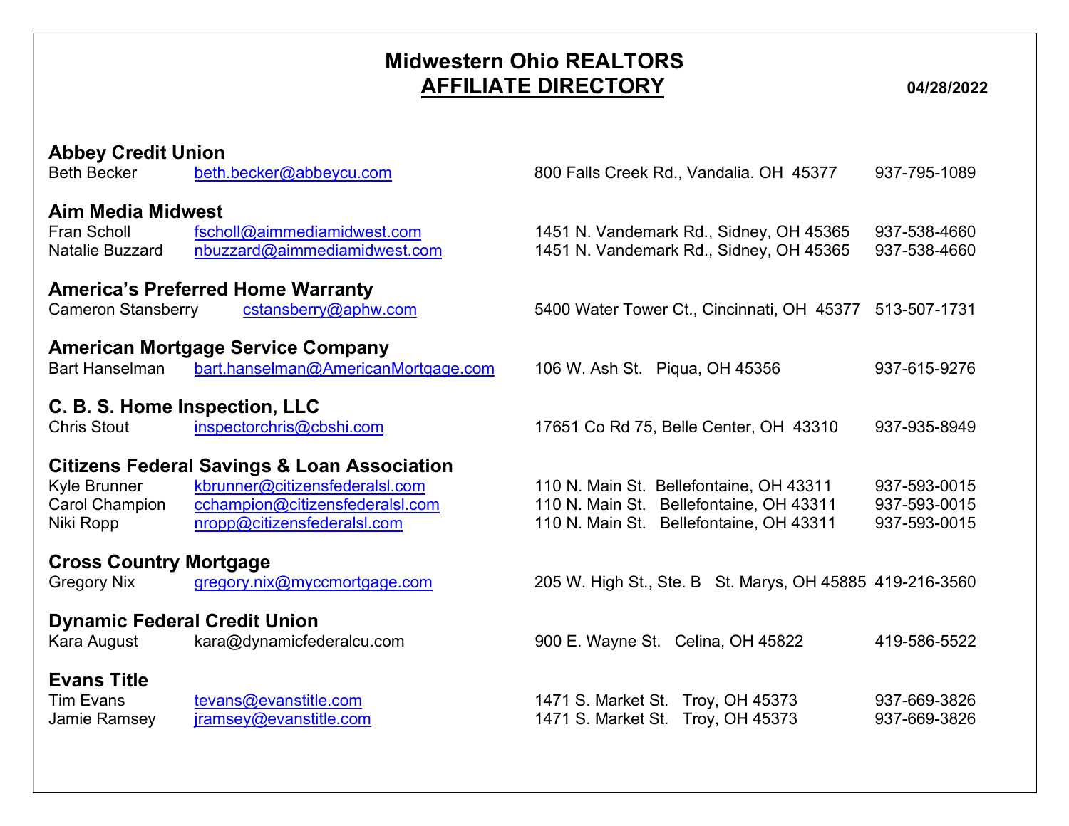# Midwestern Ohio REALTORS
## AFFILIATE DIRECTORY

**04/28/2022**

### Abbey Credit Union

| | | | |
|---|---|---|---|
| Beth Becker | beth.becker@abbeycu.com | 800 Falls Creek Rd., Vandalia. OH 45377 | 937-795-1089 |

### Aim Media Midwest

| | | | |
|---|---|---|---|
| Fran Scholl | fscholl@aimmediamidwest.com | 1451 N. Vandemark Rd., Sidney, OH 45365 | 937-538-4660 |
| Natalie Buzzard | nbuzzard@aimmediamidwest.com | 1451 N. Vandemark Rd., Sidney, OH 45365 | 937-538-4660 |

### America's Preferred Home Warranty

| | | | |
|---|---|---|---|
| Cameron Stansberry | cstansberry@aphw.com | 5400 Water Tower Ct., Cincinnati, OH 45377 | 513-507-1731 |

### American Mortgage Service Company

| | | | |
|---|---|---|---|
| Bart Hanselman | bart.hanselman@AmericanMortgage.com | 106 W. Ash St. Piqua, OH 45356 | 937-615-9276 |

### C. B. S. Home Inspection, LLC

| | | | |
|---|---|---|---|
| Chris Stout | inspectorchris@cbshi.com | 17651 Co Rd 75, Belle Center, OH 43310 | 937-935-8949 |

### Citizens Federal Savings & Loan Association

| | | | |
|---|---|---|---|
| Kyle Brunner | kbrunner@citizensfederalsl.com | 110 N. Main St. Bellefontaine, OH 43311 | 937-593-0015 |
| Carol Champion | cchampion@citizensfederalsl.com | 110 N. Main St. Bellefontaine, OH 43311 | 937-593-0015 |
| Niki Ropp | nropp@citizensfederalsl.com | 110 N. Main St. Bellefontaine, OH 43311 | 937-593-0015 |

### Cross Country Mortgage

| | | | |
|---|---|---|---|
| Gregory Nix | gregory.nix@myccmortgage.com | 205 W. High St., Ste. B St. Marys, OH 45885 | 419-216-3560 |

### Dynamic Federal Credit Union

| | | | |
|---|---|---|---|
| Kara August | kara@dynamicfederalcu.com | 900 E. Wayne St. Celina, OH 45822 | 419-586-5522 |

### Evans Title

| | | | |
|---|---|---|---|
| Tim Evans | tevans@evanstitle.com | 1471 S. Market St. Troy, OH 45373 | 937-669-3826 |
| Jamie Ramsey | jramsey@evanstitle.com | 1471 S. Market St. Troy, OH 45373 | 937-669-3826 |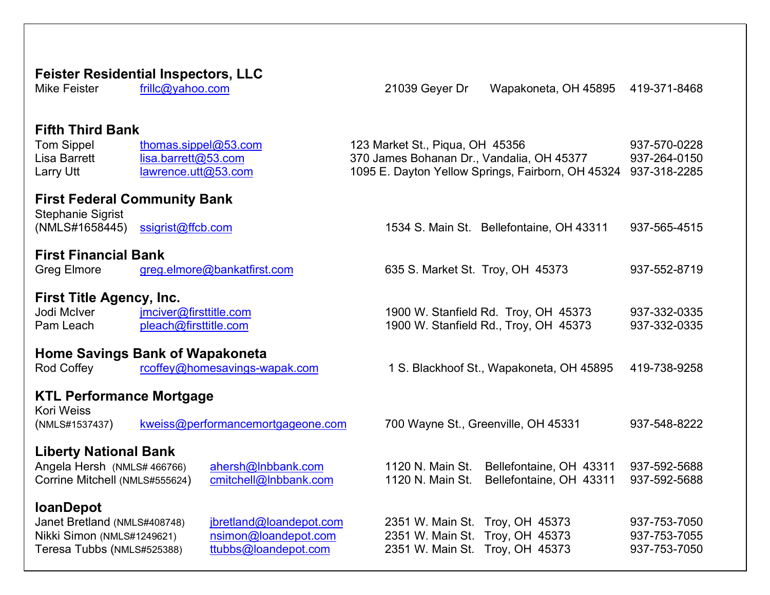### Feister Residential Inspectors, LLC

Mike Feister frillc@yahoo.com 21039 Geyer Dr Wapakoneta, OH 45895 419-371-8468

### Fifth Third Bank

Tom Sippel thomas.sippel@53.com 123 Market St., Piqua, OH 45356 937-570-0228
Lisa Barrett lisa.barrett@53.com 370 James Bohanan Dr., Vandalia, OH 45377 937-264-0150
Larry Utt lawrence.utt@53.com 1095 E. Dayton Yellow Springs, Fairborn, OH 45324 937-318-2285

### First Federal Community Bank

Stephanie Sigrist
(NMLS#1658445) ssigrist@ffcb.com 1534 S. Main St. Bellefontaine, OH 43311 937-565-4515

### First Financial Bank

Greg Elmore greg.elmore@bankatfirst.com 635 S. Market St. Troy, OH 45373 937-552-8719

### First Title Agency, Inc.

Jodi McIver jmciver@firsttitle.com 1900 W. Stanfield Rd. Troy, OH 45373 937-332-0335
Pam Leach pleach@firsttitle.com 1900 W. Stanfield Rd., Troy, OH 45373 937-332-0335

### Home Savings Bank of Wapakoneta

Rod Coffey rcoffey@homesavings-wapak.com 1 S. Blackhoof St., Wapakoneta, OH 45895 419-738-9258

### KTL Performance Mortgage

Kori Weiss
(NMLS#1537437) kweiss@performancemortgageone.com 700 Wayne St., Greenville, OH 45331 937-548-8222

### Liberty National Bank

Angela Hersh (NMLS# 466766) ahersh@lnbbank.com 1120 N. Main St. Bellefontaine, OH 43311 937-592-5688
Corrine Mitchell (NMLS#555624) cmitchell@lnbbank.com 1120 N. Main St. Bellefontaine, OH 43311 937-592-5688

### loanDepot

Janet Bretland (NMLS#408748) jbretland@loandepot.com 2351 W. Main St. Troy, OH 45373 937-753-7050
Nikki Simon (NMLS#1249621) nsimon@loandepot.com 2351 W. Main St. Troy, OH 45373 937-753-7055
Teresa Tubbs (NMLS#525388) ttubbs@loandepot.com 2351 W. Main St. Troy, OH 45373 937-753-7050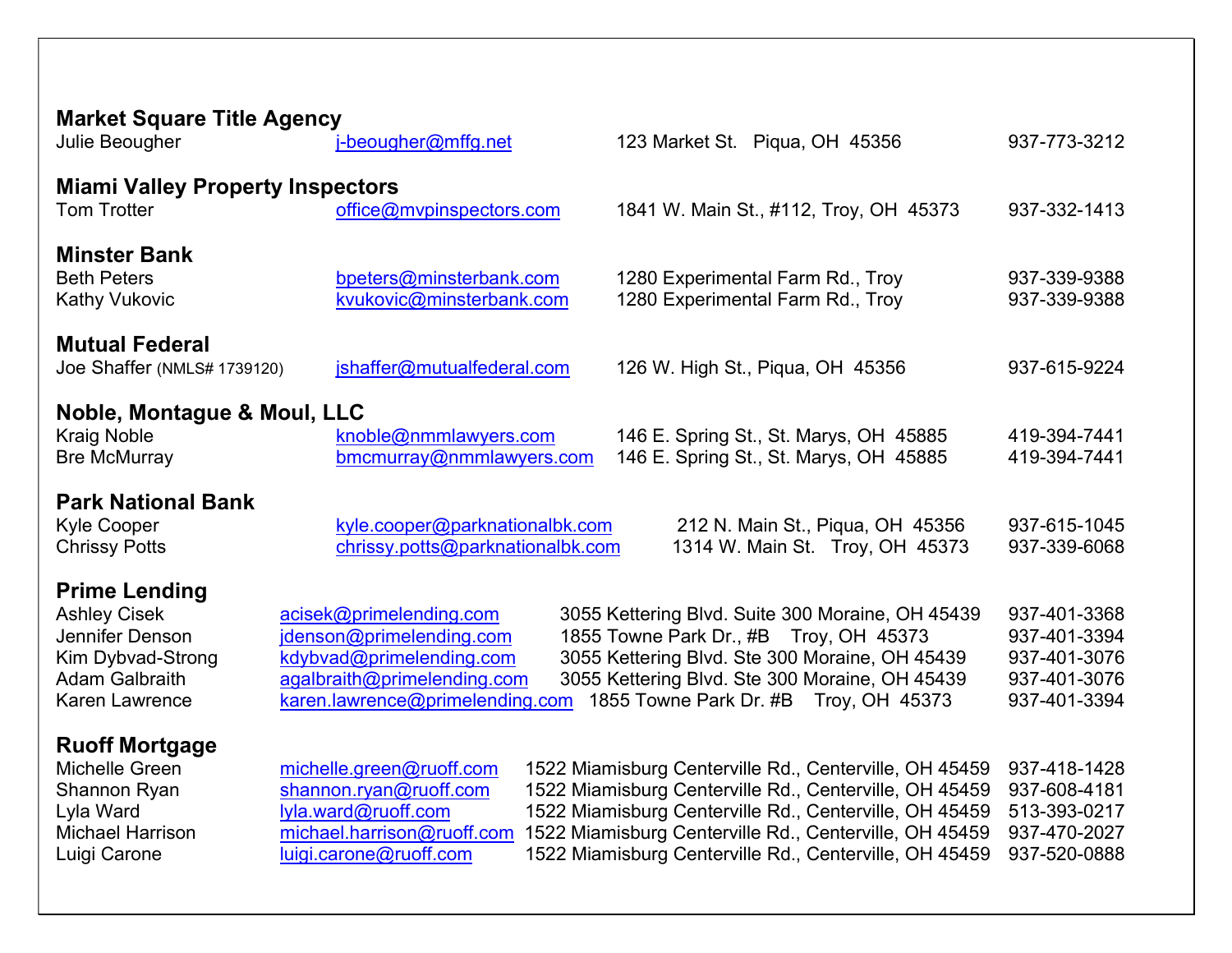**Market Square Title Agency**

| | | | |
|---|---|---|---|
| Julie Beougher | j-beougher@mffg.net | 123 Market St. Piqua, OH 45356 | 937-773-3212 |

**Miami Valley Property Inspectors**

| | | | |
|---|---|---|---|
| Tom Trotter | office@mvpinspectors.com | 1841 W. Main St., #112, Troy, OH 45373 | 937-332-1413 |

**Minster Bank**

| | | | |
|---|---|---|---|
| Beth Peters | bpeters@minsterbank.com | 1280 Experimental Farm Rd., Troy | 937-339-9388 |
| Kathy Vukovic | kvukovic@minsterbank.com | 1280 Experimental Farm Rd., Troy | 937-339-9388 |

**Mutual Federal**

| | | | |
|---|---|---|---|
| Joe Shaffer (NMLS# 1739120) | jshaffer@mutualfederal.com | 126 W. High St., Piqua, OH 45356 | 937-615-9224 |

**Noble, Montague & Moul, LLC**

| | | | |
|---|---|---|---|
| Kraig Noble | knoble@nmmlawyers.com | 146 E. Spring St., St. Marys, OH 45885 | 419-394-7441 |
| Bre McMurray | bmcmurray@nmmlawyers.com | 146 E. Spring St., St. Marys, OH 45885 | 419-394-7441 |

**Park National Bank**

| | | | |
|---|---|---|---|
| Kyle Cooper | kyle.cooper@parknationalbk.com | 212 N. Main St., Piqua, OH 45356 | 937-615-1045 |
| Chrissy Potts | chrissy.potts@parknationalbk.com | 1314 W. Main St. Troy, OH 45373 | 937-339-6068 |

**Prime Lending**

| | | | |
|---|---|---|---|
| Ashley Cisek | acisek@primelending.com | 3055 Kettering Blvd. Suite 300 Moraine, OH 45439 | 937-401-3368 |
| Jennifer Denson | jdenson@primelending.com | 1855 Towne Park Dr., #B Troy, OH 45373 | 937-401-3394 |
| Kim Dybvad-Strong | kdybvad@primelending.com | 3055 Kettering Blvd. Ste 300 Moraine, OH 45439 | 937-401-3076 |
| Adam Galbraith | agalbraith@primelending.com | 3055 Kettering Blvd. Ste 300 Moraine, OH 45439 | 937-401-3076 |
| Karen Lawrence | karen.lawrence@primelending.com | 1855 Towne Park Dr. #B Troy, OH 45373 | 937-401-3394 |

**Ruoff Mortgage**

| | | | |
|---|---|---|---|
| Michelle Green | michelle.green@ruoff.com | 1522 Miamisburg Centerville Rd., Centerville, OH 45459 | 937-418-1428 |
| Shannon Ryan | shannon.ryan@ruoff.com | 1522 Miamisburg Centerville Rd., Centerville, OH 45459 | 937-608-4181 |
| Lyla Ward | lyla.ward@ruoff.com | 1522 Miamisburg Centerville Rd., Centerville, OH 45459 | 513-393-0217 |
| Michael Harrison | michael.harrison@ruoff.com | 1522 Miamisburg Centerville Rd., Centerville, OH 45459 | 937-470-2027 |
| Luigi Carone | luigi.carone@ruoff.com | 1522 Miamisburg Centerville Rd., Centerville, OH 45459 | 937-520-0888 |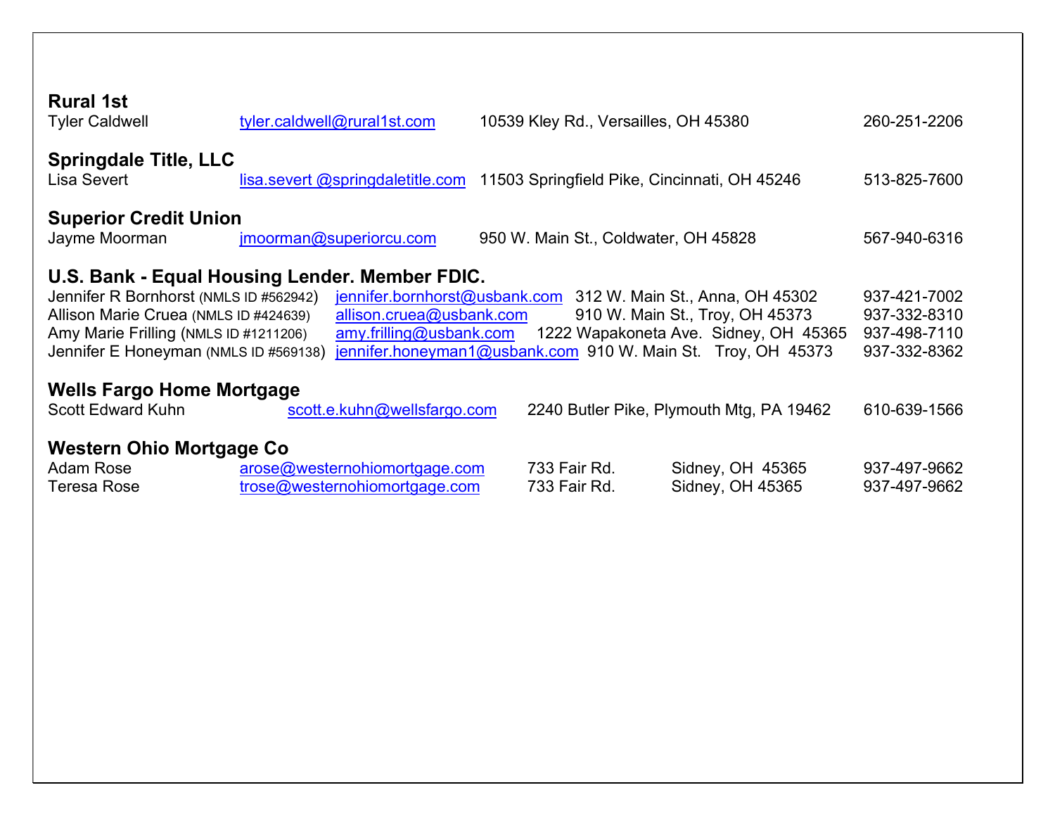**Rural 1st**

| | | | |
|---|---|---|---|
| Tyler Caldwell | tyler.caldwell@rural1st.com | 10539 Kley Rd., Versailles, OH 45380 | 260-251-2206 |

**Springdale Title, LLC**

| | | | |
|---|---|---|---|
| Lisa Severt | lisa.severt @springdaletitle.com | 11503 Springfield Pike, Cincinnati, OH 45246 | 513-825-7600 |

**Superior Credit Union**

| | | | |
|---|---|---|---|
| Jayme Moorman | jmoorman@superiorcu.com | 950 W. Main St., Coldwater, OH 45828 | 567-940-6316 |

**U.S. Bank - Equal Housing Lender. Member FDIC.**

| | | | |
|---|---|---|---|
| Jennifer R Bornhorst (NMLS ID #562942) | jennifer.bornhorst@usbank.com | 312 W. Main St., Anna, OH 45302 | 937-421-7002 |
| Allison Marie Cruea (NMLS ID #424639) | allison.cruea@usbank.com | 910 W. Main St., Troy, OH 45373 | 937-332-8310 |
| Amy Marie Frilling (NMLS ID #1211206) | amy.frilling@usbank.com | 1222 Wapakoneta Ave. Sidney, OH 45365 | 937-498-7110 |
| Jennifer E Honeyman (NMLS ID #569138) | jennifer.honeyman1@usbank.com | 910 W. Main St. Troy, OH 45373 | 937-332-8362 |

**Wells Fargo Home Mortgage**

| | | | |
|---|---|---|---|
| Scott Edward Kuhn | scott.e.kuhn@wellsfargo.com | 2240 Butler Pike, Plymouth Mtg, PA 19462 | 610-639-1566 |

**Western Ohio Mortgage Co**

| | | | | |
|---|---|---|---|---|
| Adam Rose | arose@westernohiomortgage.com | 733 Fair Rd. | Sidney, OH 45365 | 937-497-9662 |
| Teresa Rose | trose@westernohiomortgage.com | 733 Fair Rd. | Sidney, OH 45365 | 937-497-9662 |